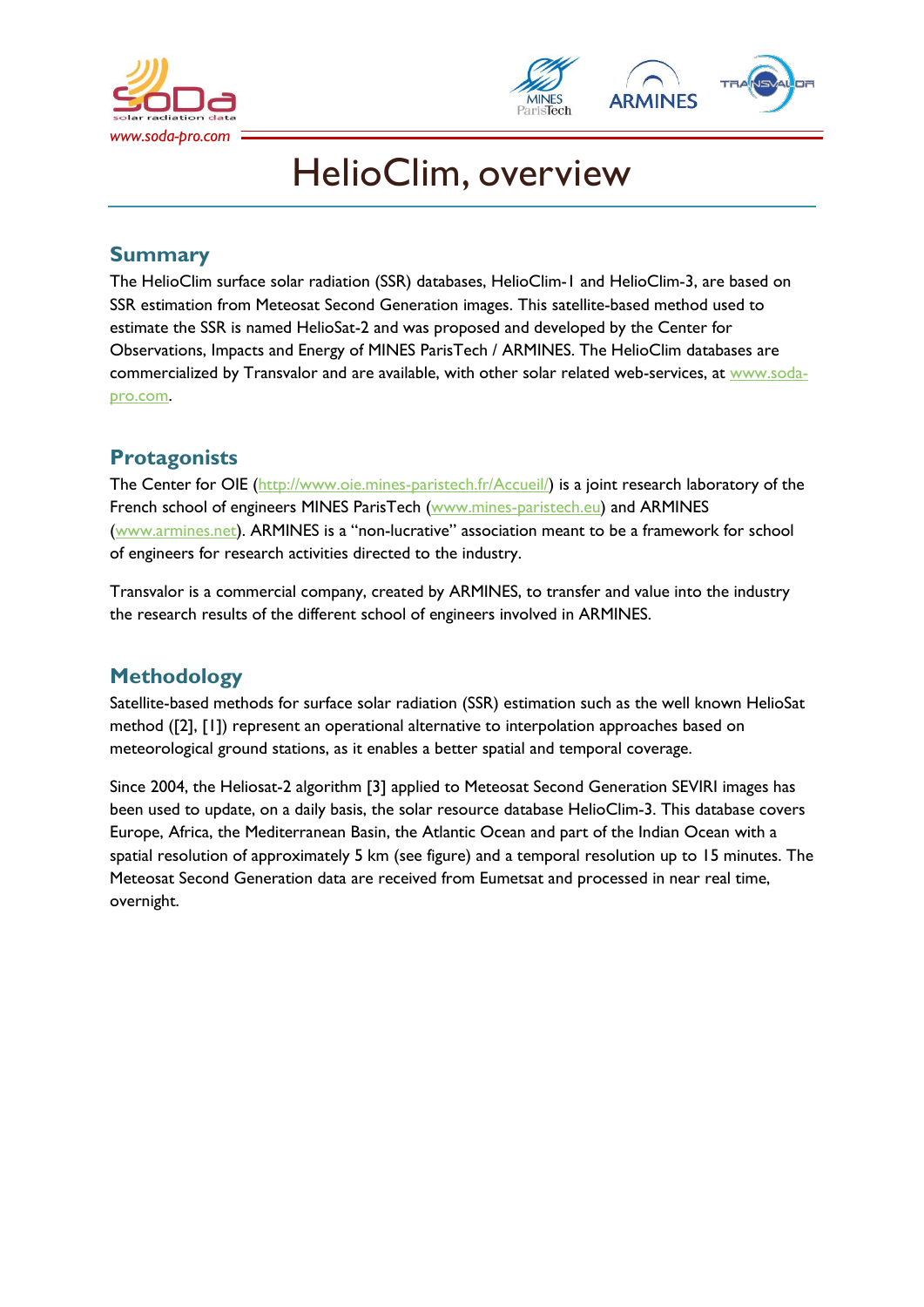# HelioClim, overview

## Summary

The HelioClim surface solar radiation (SSR) databases, HelioClim-1 and HelioClim-3, are based on SSR estimation from Meteosat Second Generation images. This satellite-based method used to estimate the SSR is named HelioSat-2 and was proposed and developed by the Center for Observations, Impacts and Energy of MINES ParisTech / ARMINES. The HelioClim databases are commercialized by Transvalor and are available, with other solar related web-services, at www.soda-pro.com.

## Protagonists

The Center for OIE (http://www.oie.mines-paristech.fr/Accueil/) is a joint research laboratory of the French school of engineers MINES ParisTech (www.mines-paristech.eu) and ARMINES (www.armines.net). ARMINES is a "non-lucrative" association meant to be a framework for school of engineers for research activities directed to the industry.

Transvalor is a commercial company, created by ARMINES, to transfer and value into the industry the research results of the different school of engineers involved in ARMINES.

## Methodology

Satellite-based methods for surface solar radiation (SSR) estimation such as the well known HelioSat method ([2], [1]) represent an operational alternative to interpolation approaches based on meteorological ground stations, as it enables a better spatial and temporal coverage.

Since 2004, the Heliosat-2 algorithm [3] applied to Meteosat Second Generation SEVIRI images has been used to update, on a daily basis, the solar resource database HelioClim-3. This database covers Europe, Africa, the Mediterranean Basin, the Atlantic Ocean and part of the Indian Ocean with a spatial resolution of approximately 5 km (see figure) and a temporal resolution up to 15 minutes. The Meteosat Second Generation data are received from Eumetsat and processed in near real time, overnight.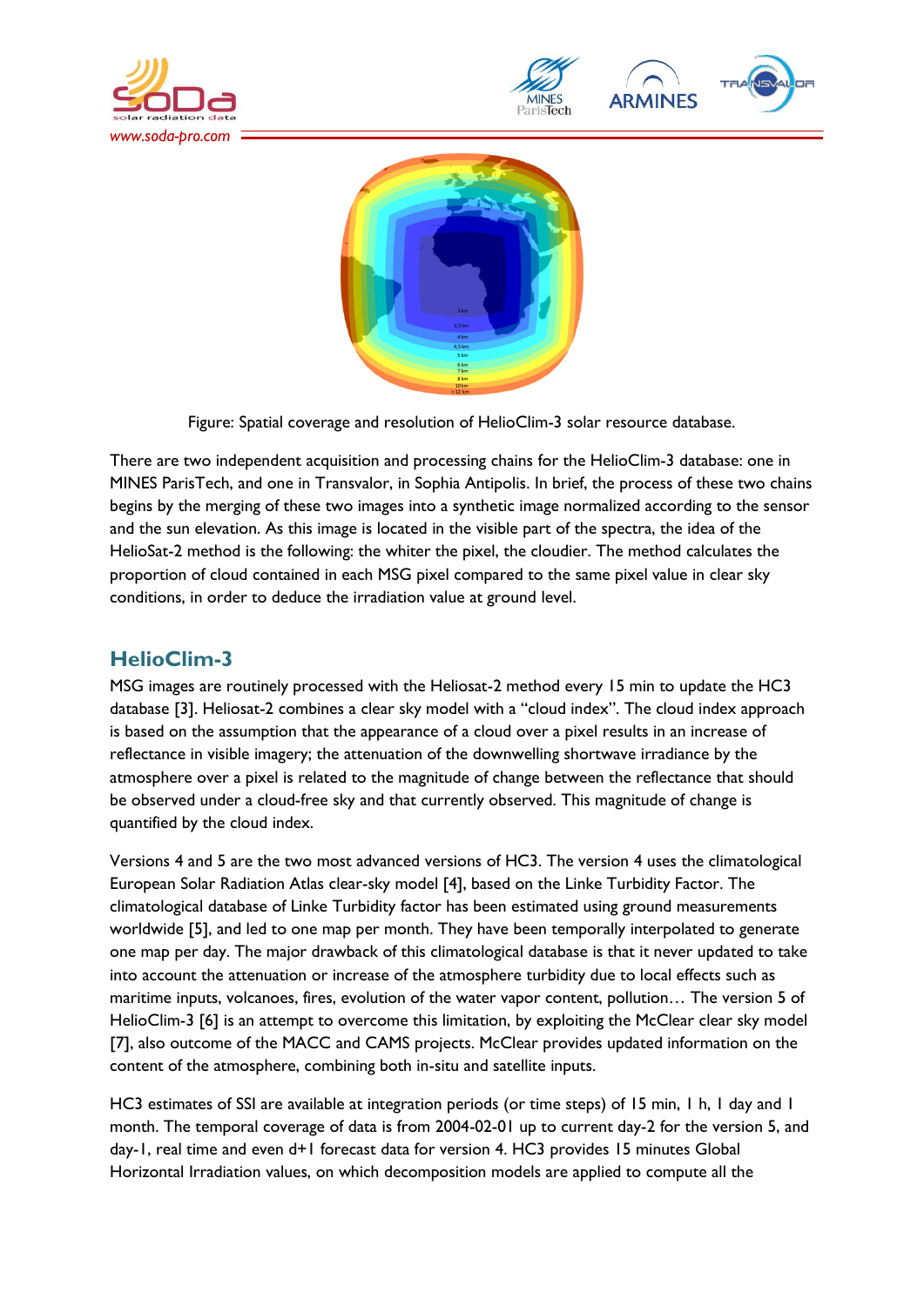Figure: Spatial coverage and resolution of HelioClim-3 solar resource database.

There are two independent acquisition and processing chains for the HelioClim-3 database: one in MINES ParisTech, and one in Transvalor, in Sophia Antipolis. In brief, the process of these two chains begins by the merging of these two images into a synthetic image normalized according to the sensor and the sun elevation. As this image is located in the visible part of the spectra, the idea of the HelioSat-2 method is the following: the whiter the pixel, the cloudier. The method calculates the proportion of cloud contained in each MSG pixel compared to the same pixel value in clear sky conditions, in order to deduce the irradiation value at ground level.

## HelioClim-3

MSG images are routinely processed with the Heliosat-2 method every 15 min to update the HC3 database [3]. Heliosat-2 combines a clear sky model with a "cloud index". The cloud index approach is based on the assumption that the appearance of a cloud over a pixel results in an increase of reflectance in visible imagery; the attenuation of the downwelling shortwave irradiance by the atmosphere over a pixel is related to the magnitude of change between the reflectance that should be observed under a cloud-free sky and that currently observed. This magnitude of change is quantified by the cloud index.

Versions 4 and 5 are the two most advanced versions of HC3. The version 4 uses the climatological European Solar Radiation Atlas clear-sky model [4], based on the Linke Turbidity Factor. The climatological database of Linke Turbidity factor has been estimated using ground measurements worldwide [5], and led to one map per month. They have been temporally interpolated to generate one map per day. The major drawback of this climatological database is that it never updated to take into account the attenuation or increase of the atmosphere turbidity due to local effects such as maritime inputs, volcanoes, fires, evolution of the water vapor content, pollution… The version 5 of HelioClim-3 [6] is an attempt to overcome this limitation, by exploiting the McClear clear sky model [7], also outcome of the MACC and CAMS projects. McClear provides updated information on the content of the atmosphere, combining both in-situ and satellite inputs.

HC3 estimates of SSI are available at integration periods (or time steps) of 15 min, 1 h, 1 day and 1 month. The temporal coverage of data is from 2004-02-01 up to current day-2 for the version 5, and day-1, real time and even d+1 forecast data for version 4. HC3 provides 15 minutes Global Horizontal Irradiation values, on which decomposition models are applied to compute all the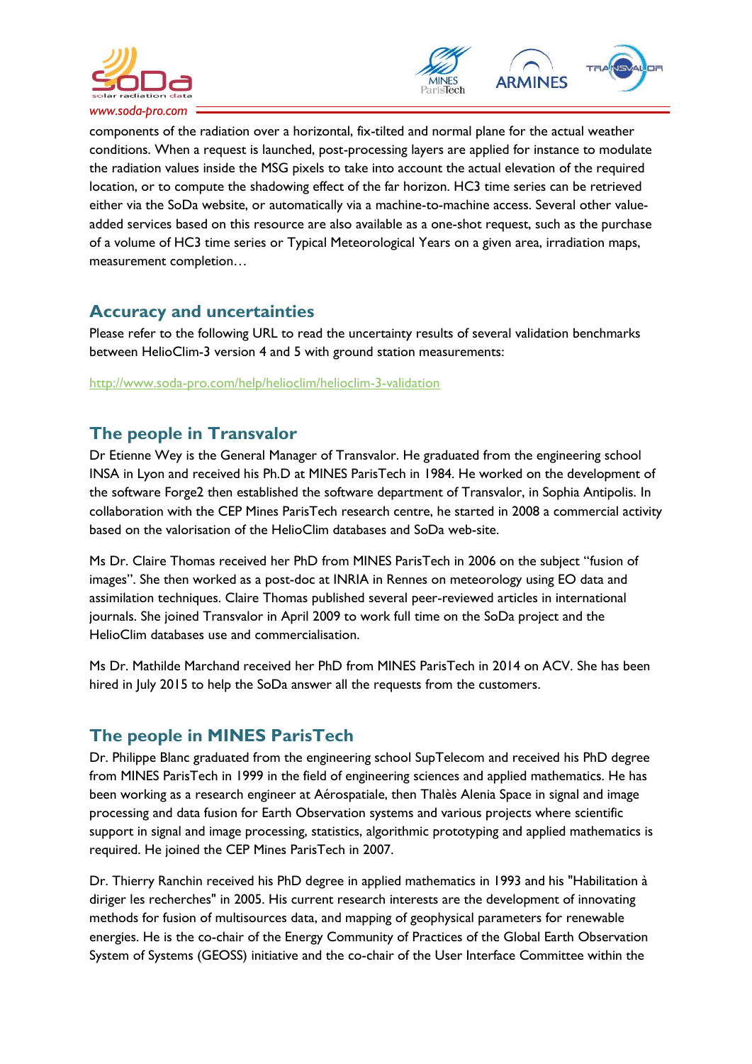components of the radiation over a horizontal, fix-tilted and normal plane for the actual weather conditions. When a request is launched, post-processing layers are applied for instance to modulate the radiation values inside the MSG pixels to take into account the actual elevation of the required location, or to compute the shadowing effect of the far horizon. HC3 time series can be retrieved either via the SoDa website, or automatically via a machine-to-machine access. Several other value-added services based on this resource are also available as a one-shot request, such as the purchase of a volume of HC3 time series or Typical Meteorological Years on a given area, irradiation maps, measurement completion…

## Accuracy and uncertainties

Please refer to the following URL to read the uncertainty results of several validation benchmarks between HelioClim-3 version 4 and 5 with ground station measurements:

http://www.soda-pro.com/help/helioclim/helioclim-3-validation

## The people in Transvalor

Dr Etienne Wey is the General Manager of Transvalor. He graduated from the engineering school INSA in Lyon and received his Ph.D at MINES ParisTech in 1984. He worked on the development of the software Forge2 then established the software department of Transvalor, in Sophia Antipolis. In collaboration with the CEP Mines ParisTech research centre, he started in 2008 a commercial activity based on the valorisation of the HelioClim databases and SoDa web-site.

Ms Dr. Claire Thomas received her PhD from MINES ParisTech in 2006 on the subject "fusion of images". She then worked as a post-doc at INRIA in Rennes on meteorology using EO data and assimilation techniques. Claire Thomas published several peer-reviewed articles in international journals. She joined Transvalor in April 2009 to work full time on the SoDa project and the HelioClim databases use and commercialisation.

Ms Dr. Mathilde Marchand received her PhD from MINES ParisTech in 2014 on ACV. She has been hired in July 2015 to help the SoDa answer all the requests from the customers.

## The people in MINES ParisTech

Dr. Philippe Blanc graduated from the engineering school SupTelecom and received his PhD degree from MINES ParisTech in 1999 in the field of engineering sciences and applied mathematics. He has been working as a research engineer at Aérospatiale, then Thalès Alenia Space in signal and image processing and data fusion for Earth Observation systems and various projects where scientific support in signal and image processing, statistics, algorithmic prototyping and applied mathematics is required. He joined the CEP Mines ParisTech in 2007.

Dr. Thierry Ranchin received his PhD degree in applied mathematics in 1993 and his "Habilitation à diriger les recherches" in 2005. His current research interests are the development of innovating methods for fusion of multisources data, and mapping of geophysical parameters for renewable energies. He is the co-chair of the Energy Community of Practices of the Global Earth Observation System of Systems (GEOSS) initiative and the co-chair of the User Interface Committee within the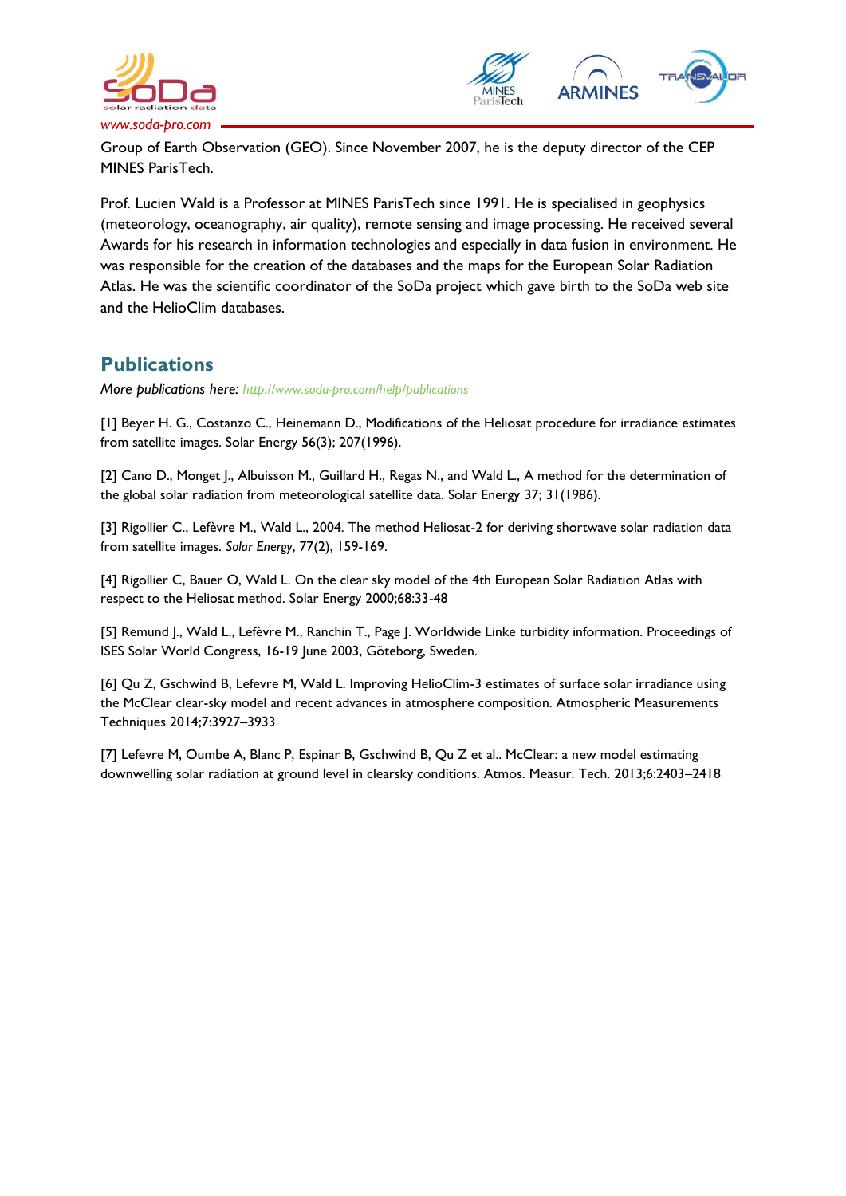Group of Earth Observation (GEO). Since November 2007, he is the deputy director of the CEP MINES ParisTech.

Prof. Lucien Wald is a Professor at MINES ParisTech since 1991. He is specialised in geophysics (meteorology, oceanography, air quality), remote sensing and image processing. He received several Awards for his research in information technologies and especially in data fusion in environment. He was responsible for the creation of the databases and the maps for the European Solar Radiation Atlas. He was the scientific coordinator of the SoDa project which gave birth to the SoDa web site and the HelioClim databases.

## Publications

*More publications here: http://www.soda-pro.com/help/publications*

[1] Beyer H. G., Costanzo C., Heinemann D., Modifications of the Heliosat procedure for irradiance estimates from satellite images. Solar Energy 56(3); 207(1996).

[2] Cano D., Monget J., Albuisson M., Guillard H., Regas N., and Wald L., A method for the determination of the global solar radiation from meteorological satellite data. Solar Energy 37; 31(1986).

[3] Rigollier C., Lefèvre M., Wald L., 2004. The method Heliosat-2 for deriving shortwave solar radiation data from satellite images. *Solar Energy*, 77(2), 159-169.

[4] Rigollier C, Bauer O, Wald L. On the clear sky model of the 4th European Solar Radiation Atlas with respect to the Heliosat method. Solar Energy 2000;68:33-48

[5] Remund J., Wald L., Lefèvre M., Ranchin T., Page J. Worldwide Linke turbidity information. Proceedings of ISES Solar World Congress, 16-19 June 2003, Göteborg, Sweden.

[6] Qu Z, Gschwind B, Lefevre M, Wald L. Improving HelioClim-3 estimates of surface solar irradiance using the McClear clear-sky model and recent advances in atmosphere composition. Atmospheric Measurements Techniques 2014;7:3927–3933

[7] Lefevre M, Oumbe A, Blanc P, Espinar B, Gschwind B, Qu Z et al.. McClear: a new model estimating downwelling solar radiation at ground level in clearsky conditions. Atmos. Measur. Tech. 2013;6:2403–2418